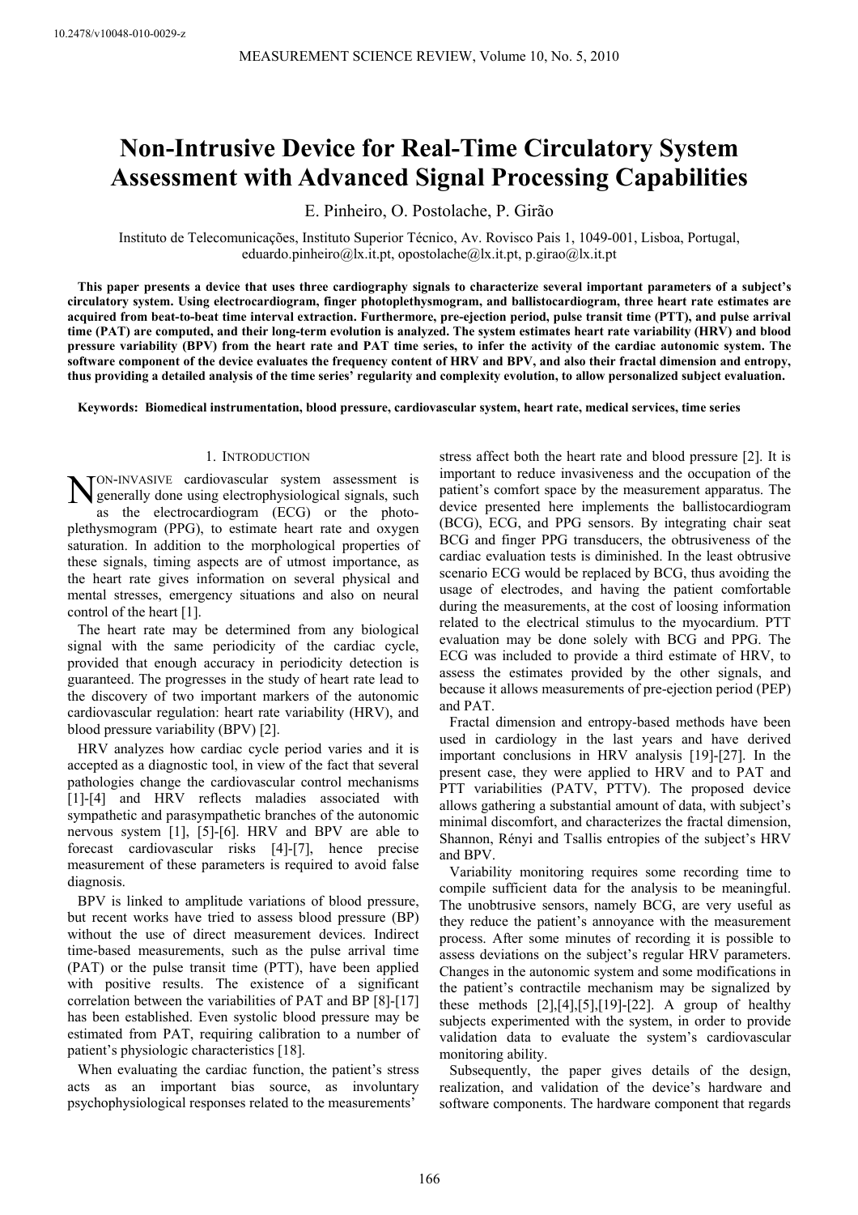10.2478/v10048-010-0029-z

# Non-Intrusive Device for Real-Time Circulatory System Assessment with Advanced Signal Processing Capabilities

E. Pinheiro, O. Postolache, P. Girão

Instituto de Telecomunicações, Instituto Superior Técnico, Av. Rovisco Pais 1, 1049-001, Lisboa, Portugal, eduardo.pinheiro@lx.it.pt, opostolache@lx.it.pt, p.girao@lx.it.pt

**This paper presents a device that uses three cardiography signals to characterize several important parameters of a subject's circulatory system. Using electrocardiogram, finger photoplethysmogram, and ballistocardiogram, three heart rate estimates are acquired from beat-to-beat time interval extraction. Furthermore, pre-ejection period, pulse transit time (PTT), and pulse arrival time (PAT) are computed, and their long-term evolution is analyzed. The system estimates heart rate variability (HRV) and blood pressure variability (BPV) from the heart rate and PAT time series, to infer the activity of the cardiac autonomic system. The software component of the device evaluates the frequency content of HRV and BPV, and also their fractal dimension and entropy, thus providing a detailed analysis of the time series' regularity and complexity evolution, to allow personalized subject evaluation.**

**Keywords: Biomedical instrumentation, blood pressure, cardiovascular system, heart rate, medical services, time series**

## 1. Introduction

Non-invasive cardiovascular system assessment is generally done using electrophysiological signals, such as the electrocardiogram (ECG) or the photo-plethysmogram (PPG), to estimate heart rate and oxygen saturation. In addition to the morphological properties of these signals, timing aspects are of utmost importance, as the heart rate gives information on several physical and mental stresses, emergency situations and also on neural control of the heart [1].

The heart rate may be determined from any biological signal with the same periodicity of the cardiac cycle, provided that enough accuracy in periodicity detection is guaranteed. The progresses in the study of heart rate lead to the discovery of two important markers of the autonomic cardiovascular regulation: heart rate variability (HRV), and blood pressure variability (BPV) [2].

HRV analyzes how cardiac cycle period varies and it is accepted as a diagnostic tool, in view of the fact that several pathologies change the cardiovascular control mechanisms [1]-[4] and HRV reflects maladies associated with sympathetic and parasympathetic branches of the autonomic nervous system [1], [5]-[6]. HRV and BPV are able to forecast cardiovascular risks [4]-[7], hence precise measurement of these parameters is required to avoid false diagnosis.

BPV is linked to amplitude variations of blood pressure, but recent works have tried to assess blood pressure (BP) without the use of direct measurement devices. Indirect time-based measurements, such as the pulse arrival time (PAT) or the pulse transit time (PTT), have been applied with positive results. The existence of a significant correlation between the variabilities of PAT and BP [8]-[17] has been established. Even systolic blood pressure may be estimated from PAT, requiring calibration to a number of patient's physiologic characteristics [18].

When evaluating the cardiac function, the patient's stress acts as an important bias source, as involuntary psychophysiological responses related to the measurements' stress affect both the heart rate and blood pressure [2]. It is important to reduce invasiveness and the occupation of the patient's comfort space by the measurement apparatus. The device presented here implements the ballistocardiogram (BCG), ECG, and PPG sensors. By integrating chair seat BCG and finger PPG transducers, the obtrusiveness of the cardiac evaluation tests is diminished. In the least obtrusive scenario ECG would be replaced by BCG, thus avoiding the usage of electrodes, and having the patient comfortable during the measurements, at the cost of loosing information related to the electrical stimulus to the myocardium. PTT evaluation may be done solely with BCG and PPG. The ECG was included to provide a third estimate of HRV, to assess the estimates provided by the other signals, and because it allows measurements of pre-ejection period (PEP) and PAT.

Fractal dimension and entropy-based methods have been used in cardiology in the last years and have derived important conclusions in HRV analysis [19]-[27]. In the present case, they were applied to HRV and to PAT and PTT variabilities (PATV, PTTV). The proposed device allows gathering a substantial amount of data, with subject's minimal discomfort, and characterizes the fractal dimension, Shannon, Rényi and Tsallis entropies of the subject's HRV and BPV.

Variability monitoring requires some recording time to compile sufficient data for the analysis to be meaningful. The unobtrusive sensors, namely BCG, are very useful as they reduce the patient's annoyance with the measurement process. After some minutes of recording it is possible to assess deviations on the subject's regular HRV parameters. Changes in the autonomic system and some modifications in the patient's contractile mechanism may be signalized by these methods [2],[4],[5],[19]-[22]. A group of healthy subjects experimented with the system, in order to provide validation data to evaluate the system's cardiovascular monitoring ability.

Subsequently, the paper gives details of the design, realization, and validation of the device's hardware and software components. The hardware component that regards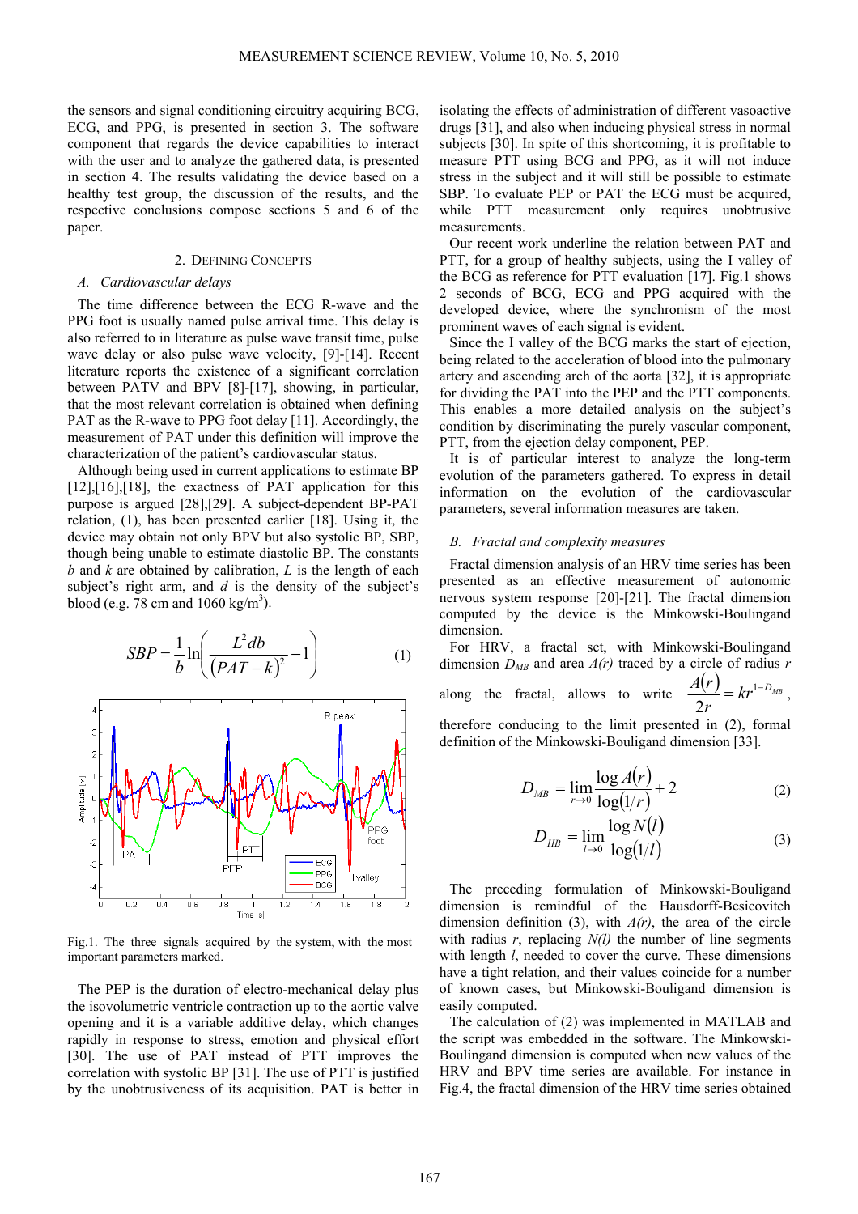the sensors and signal conditioning circuitry acquiring BCG, ECG, and PPG, is presented in section 3. The software component that regards the device capabilities to interact with the user and to analyze the gathered data, is presented in section 4. The results validating the device based on a healthy test group, the discussion of the results, and the respective conclusions compose sections 5 and 6 of the paper.

## 2. Defining Concepts

### A. Cardiovascular delays

The time difference between the ECG R-wave and the PPG foot is usually named pulse arrival time. This delay is also referred to in literature as pulse wave transit time, pulse wave delay or also pulse wave velocity, [9]-[14]. Recent literature reports the existence of a significant correlation between PATV and BPV [8]-[17], showing, in particular, that the most relevant correlation is obtained when defining PAT as the R-wave to PPG foot delay [11]. Accordingly, the measurement of PAT under this definition will improve the characterization of the patient's cardiovascular status.

Although being used in current applications to estimate BP [12],[16],[18], the exactness of PAT application for this purpose is argued [28],[29]. A subject-dependent BP-PAT relation, (1), has been presented earlier [18]. Using it, the device may obtain not only BPV but also systolic BP, SBP, though being unable to estimate diastolic BP. The constants $b$ and $k$ are obtained by calibration, $L$ is the length of each subject's right arm, and $d$ is the density of the subject's blood (e.g. 78 cm and 1060 kg/m$^3$).

$$SBP = \frac{1}{b}\ln\left(\frac{L^2 db}{(PAT-k)^2} - 1\right) \qquad (1)$$

Fig.1. The three signals acquired by the system, with the most important parameters marked.

The PEP is the duration of electro-mechanical delay plus the isovolumetric ventricle contraction up to the aortic valve opening and it is a variable additive delay, which changes rapidly in response to stress, emotion and physical effort [30]. The use of PAT instead of PTT improves the correlation with systolic BP [31]. The use of PTT is justified by the unobtrusiveness of its acquisition. PAT is better in isolating the effects of administration of different vasoactive drugs [31], and also when inducing physical stress in normal subjects [30]. In spite of this shortcoming, it is profitable to measure PTT using BCG and PPG, as it will not induce stress in the subject and it will still be possible to estimate SBP. To evaluate PEP or PAT the ECG must be acquired, while PTT measurement only requires unobtrusive measurements.

Our recent work underline the relation between PAT and PTT, for a group of healthy subjects, using the I valley of the BCG as reference for PTT evaluation [17]. Fig.1 shows 2 seconds of BCG, ECG and PPG acquired with the developed device, where the synchronism of the most prominent waves of each signal is evident.

Since the I valley of the BCG marks the start of ejection, being related to the acceleration of blood into the pulmonary artery and ascending arch of the aorta [32], it is appropriate for dividing the PAT into the PEP and the PTT components. This enables a more detailed analysis on the subject's condition by discriminating the purely vascular component, PTT, from the ejection delay component, PEP.

It is of particular interest to analyze the long-term evolution of the parameters gathered. To express in detail information on the evolution of the cardiovascular parameters, several information measures are taken.

### B. Fractal and complexity measures

Fractal dimension analysis of an HRV time series has been presented as an effective measurement of autonomic nervous system response [20]-[21]. The fractal dimension computed by the device is the Minkowski-Boulingand dimension.

For HRV, a fractal set, with Minkowski-Boulingand dimension $D_{MB}$ and area $A(r)$ traced by a circle of radius $r$ along the fractal, allows to write $\frac{A(r)}{2r} = kr^{1-D_{MB}}$, therefore conducing to the limit presented in (2), formal definition of the Minkowski-Bouligand dimension [33].

$$D_{MB} = \lim_{r\to 0}\frac{\log A(r)}{\log(1/r)} + 2 \qquad (2)$$

$$D_{HB} = \lim_{l\to 0}\frac{\log N(l)}{\log(1/l)} \qquad (3)$$

The preceding formulation of Minkowski-Bouligand dimension is remindful of the Hausdorff-Besicovitch dimension definition (3), with $A(r)$, the area of the circle with radius $r$, replacing $N(l)$ the number of line segments with length $l$, needed to cover the curve. These dimensions have a tight relation, and their values coincide for a number of known cases, but Minkowski-Bouligand dimension is easily computed.

The calculation of (2) was implemented in MATLAB and the script was embedded in the software. The Minkowski-Boulingand dimension is computed when new values of the HRV and BPV time series are available. For instance in Fig.4, the fractal dimension of the HRV time series obtained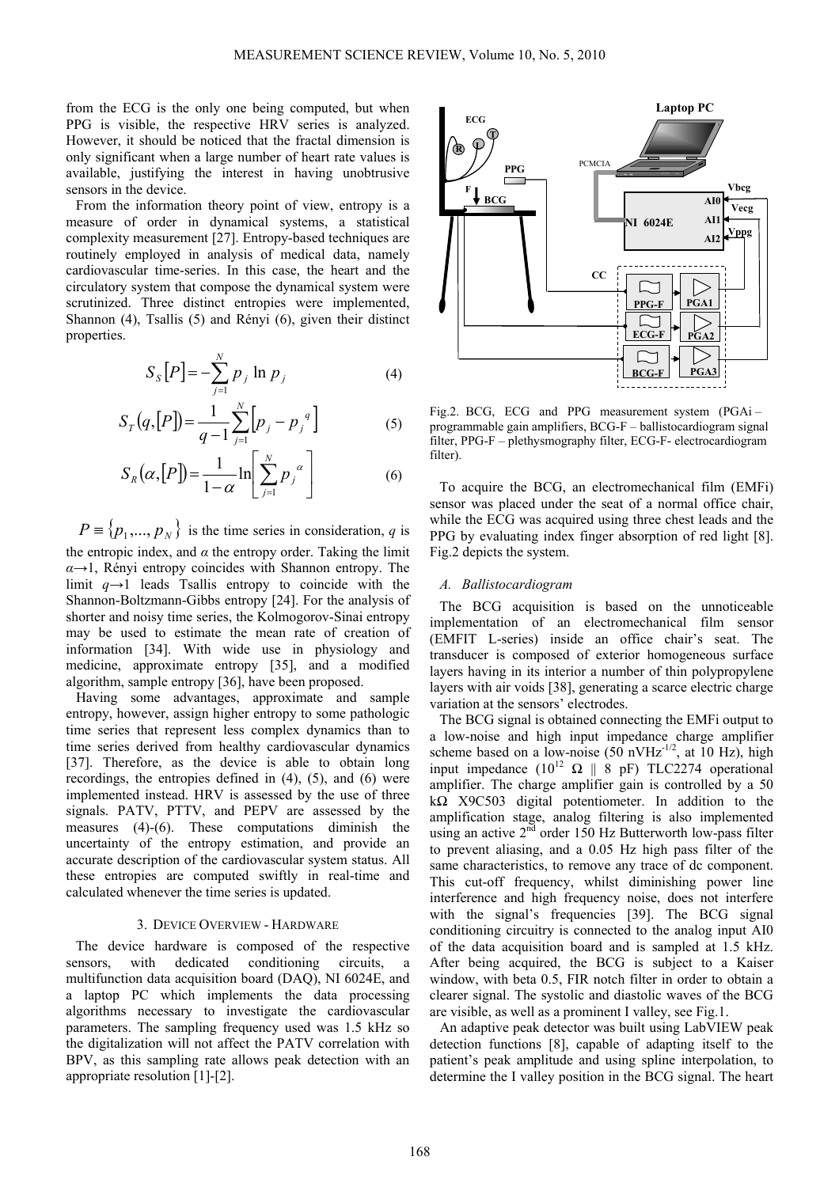from the ECG is the only one being computed, but when PPG is visible, the respective HRV series is analyzed. However, it should be noticed that the fractal dimension is only significant when a large number of heart rate values is available, justifying the interest in having unobtrusive sensors in the device.

From the information theory point of view, entropy is a measure of order in dynamical systems, a statistical complexity measurement [27]. Entropy-based techniques are routinely employed in analysis of medical data, namely cardiovascular time-series. In this case, the heart and the circulatory system that compose the dynamical system were scrutinized. Three distinct entropies were implemented, Shannon (4), Tsallis (5) and Rényi (6), given their distinct properties.

$$S_S[P] = -\sum_{j=1}^{N} p_j \ln p_j \tag{4}$$

$$S_T(q,[P]) = \frac{1}{q-1}\sum_{j=1}^{N}\left[p_j - p_j^{\,q}\right] \tag{5}$$

$$S_R(\alpha,[P]) = \frac{1}{1-\alpha}\ln\left[\sum_{j=1}^{N} p_j^{\,\alpha}\right] \tag{6}$$

$P \equiv \{p_1,\ldots,p_N\}$ is the time series in consideration, $q$ is the entropic index, and $\alpha$ the entropy order. Taking the limit $\alpha \to 1$, Rényi entropy coincides with Shannon entropy. The limit $q \to 1$ leads Tsallis entropy to coincide with the Shannon-Boltzmann-Gibbs entropy [24]. For the analysis of shorter and noisy time series, the Kolmogorov-Sinai entropy may be used to estimate the mean rate of creation of information [34]. With wide use in physiology and medicine, approximate entropy [35], and a modified algorithm, sample entropy [36], have been proposed.

Having some advantages, approximate and sample entropy, however, assign higher entropy to some pathologic time series that represent less complex dynamics than to time series derived from healthy cardiovascular dynamics [37]. Therefore, as the device is able to obtain long recordings, the entropies defined in (4), (5), and (6) were implemented instead. HRV is assessed by the use of three signals. PATV, PTTV, and PEPV are assessed by the measures (4)-(6). These computations diminish the uncertainty of the entropy estimation, and provide an accurate description of the cardiovascular system status. All these entropies are computed swiftly in real-time and calculated whenever the time series is updated.

## 3. Device Overview - Hardware

The device hardware is composed of the respective sensors, with dedicated conditioning circuits, a multifunction data acquisition board (DAQ), NI 6024E, and a laptop PC which implements the data processing algorithms necessary to investigate the cardiovascular parameters. The sampling frequency used was 1.5 kHz so the digitalization will not affect the PATV correlation with BPV, as this sampling rate allows peak detection with an appropriate resolution [1]-[2].

Fig.2. BCG, ECG and PPG measurement system (PGAi – programmable gain amplifiers, BCG-F – ballistocardiogram signal filter, PPG-F – plethysmography filter, ECG-F- electrocardiogram filter).

To acquire the BCG, an electromechanical film (EMFi) sensor was placed under the seat of a normal office chair, while the ECG was acquired using three chest leads and the PPG by evaluating index finger absorption of red light [8]. Fig.2 depicts the system.

### A. Ballistocardiogram

The BCG acquisition is based on the unnoticeable implementation of an electromechanical film sensor (EMFIT L-series) inside an office chair's seat. The transducer is composed of exterior homogeneous surface layers having in its interior a number of thin polypropylene layers with air voids [38], generating a scarce electric charge variation at the sensors' electrodes.

The BCG signal is obtained connecting the EMFi output to a low-noise and high input impedance charge amplifier scheme based on a low-noise (50 nVHz$^{-1/2}$, at 10 Hz), high input impedance ($10^{12}$ Ω ‖ 8 pF) TLC2274 operational amplifier. The charge amplifier gain is controlled by a 50 kΩ X9C503 digital potentiometer. In addition to the amplification stage, analog filtering is also implemented using an active 2[nd] order 150 Hz Butterworth low-pass filter to prevent aliasing, and a 0.05 Hz high pass filter of the same characteristics, to remove any trace of dc component. This cut-off frequency, whilst diminishing power line interference and high frequency noise, does not interfere with the signal's frequencies [39]. The BCG signal conditioning circuitry is connected to the analog input AI0 of the data acquisition board and is sampled at 1.5 kHz. After being acquired, the BCG is subject to a Kaiser window, with beta 0.5, FIR notch filter in order to obtain a clearer signal. The systolic and diastolic waves of the BCG are visible, as well as a prominent I valley, see Fig.1.

An adaptive peak detector was built using LabVIEW peak detection functions [8], capable of adapting itself to the patient's peak amplitude and using spline interpolation, to determine the I valley position in the BCG signal. The heart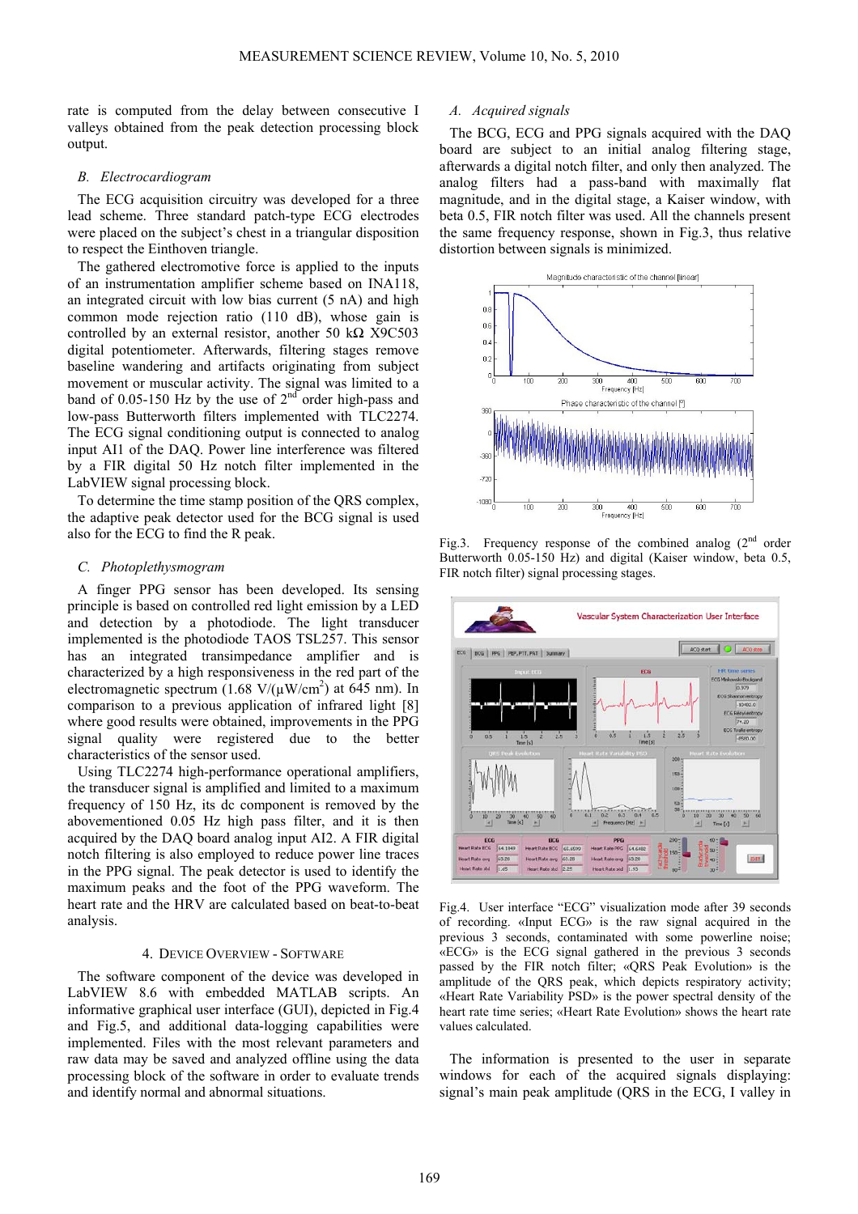rate is computed from the delay between consecutive I valleys obtained from the peak detection processing block output.

### *B. Electrocardiogram*

The ECG acquisition circuitry was developed for a three lead scheme. Three standard patch-type ECG electrodes were placed on the subject's chest in a triangular disposition to respect the Einthoven triangle.

The gathered electromotive force is applied to the inputs of an instrumentation amplifier scheme based on INA118, an integrated circuit with low bias current (5 nA) and high common mode rejection ratio (110 dB), whose gain is controlled by an external resistor, another 50 kΩ X9C503 digital potentiometer. Afterwards, filtering stages remove baseline wandering and artifacts originating from subject movement or muscular activity. The signal was limited to a band of 0.05-150 Hz by the use of 2[nd] order high-pass and low-pass Butterworth filters implemented with TLC2274. The ECG signal conditioning output is connected to analog input AI1 of the DAQ. Power line interference was filtered by a FIR digital 50 Hz notch filter implemented in the LabVIEW signal processing block.

To determine the time stamp position of the QRS complex, the adaptive peak detector used for the BCG signal is used also for the ECG to find the R peak.

### *C. Photoplethysmogram*

A finger PPG sensor has been developed. Its sensing principle is based on controlled red light emission by a LED and detection by a photodiode. The light transducer implemented is the photodiode TAOS TSL257. This sensor has an integrated transimpedance amplifier and is characterized by a high responsiveness in the red part of the electromagnetic spectrum (1.68 V/(μW/cm[2]) at 645 nm). In comparison to a previous application of infrared light [8] where good results were obtained, improvements in the PPG signal quality were registered due to the better characteristics of the sensor used.

Using TLC2274 high-performance operational amplifiers, the transducer signal is amplified and limited to a maximum frequency of 150 Hz, its dc component is removed by the abovementioned 0.05 Hz high pass filter, and it is then acquired by the DAQ board analog input AI2. A FIR digital notch filtering is also employed to reduce power line traces in the PPG signal. The peak detector is used to identify the maximum peaks and the foot of the PPG waveform. The heart rate and the HRV are calculated based on beat-to-beat analysis.

## 4. Device Overview - Software

The software component of the device was developed in LabVIEW 8.6 with embedded MATLAB scripts. An informative graphical user interface (GUI), depicted in Fig.4 and Fig.5, and additional data-logging capabilities were implemented. Files with the most relevant parameters and raw data may be saved and analyzed offline using the data processing block of the software in order to evaluate trends and identify normal and abnormal situations.

### *A. Acquired signals*

The BCG, ECG and PPG signals acquired with the DAQ board are subject to an initial analog filtering stage, afterwards a digital notch filter, and only then analyzed. The analog filters had a pass-band with maximally flat magnitude, and in the digital stage, a Kaiser window, with beta 0.5, FIR notch filter was used. All the channels present the same frequency response, shown in Fig.3, thus relative distortion between signals is minimized.

Fig.3. Frequency response of the combined analog (2[nd] order Butterworth 0.05-150 Hz) and digital (Kaiser window, beta 0.5, FIR notch filter) signal processing stages.

Fig.4. User interface "ECG" visualization mode after 39 seconds of recording. «Input ECG» is the raw signal acquired in the previous 3 seconds, contaminated with some powerline noise; «ECG» is the ECG signal gathered in the previous 3 seconds passed by the FIR notch filter; «QRS Peak Evolution» is the amplitude of the QRS peak, which depicts respiratory activity; «Heart Rate Variability PSD» is the power spectral density of the heart rate time series; «Heart Rate Evolution» shows the heart rate values calculated.

The information is presented to the user in separate windows for each of the acquired signals displaying: signal's main peak amplitude (QRS in the ECG, I valley in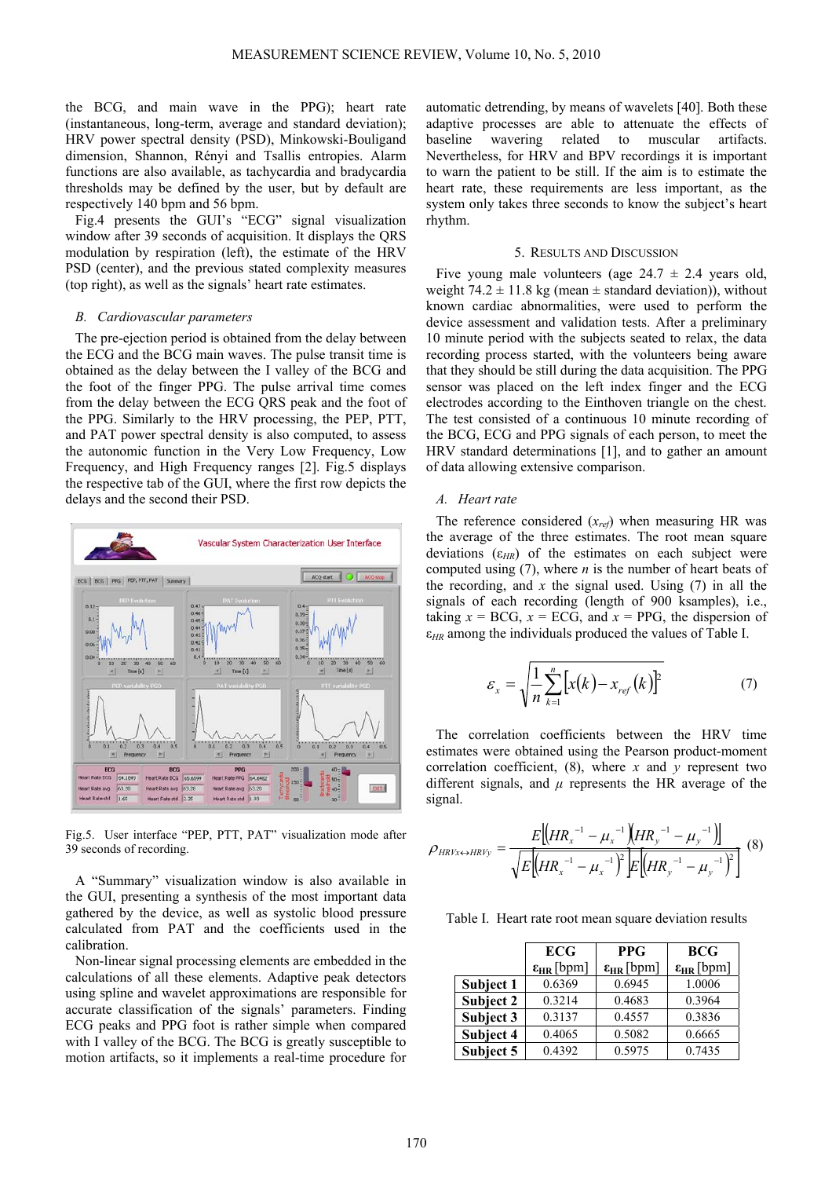the BCG, and main wave in the PPG); heart rate (instantaneous, long-term, average and standard deviation); HRV power spectral density (PSD), Minkowski-Bouligand dimension, Shannon, Rényi and Tsallis entropies. Alarm functions are also available, as tachycardia and bradycardia thresholds may be defined by the user, but by default are respectively 140 bpm and 56 bpm.

Fig.4 presents the GUI's "ECG" signal visualization window after 39 seconds of acquisition. It displays the QRS modulation by respiration (left), the estimate of the HRV PSD (center), and the previous stated complexity measures (top right), as well as the signals' heart rate estimates.

### *B. Cardiovascular parameters*

The pre-ejection period is obtained from the delay between the ECG and the BCG main waves. The pulse transit time is obtained as the delay between the I valley of the BCG and the foot of the finger PPG. The pulse arrival time comes from the delay between the ECG QRS peak and the foot of the PPG. Similarly to the HRV processing, the PEP, PTT, and PAT power spectral density is also computed, to assess the autonomic function in the Very Low Frequency, Low Frequency, and High Frequency ranges [2]. Fig.5 displays the respective tab of the GUI, where the first row depicts the delays and the second their PSD.

Fig.5. User interface "PEP, PTT, PAT" visualization mode after 39 seconds of recording.

A "Summary" visualization window is also available in the GUI, presenting a synthesis of the most important data gathered by the device, as well as systolic blood pressure calculated from PAT and the coefficients used in the calibration.

Non-linear signal processing elements are embedded in the calculations of all these elements. Adaptive peak detectors using spline and wavelet approximations are responsible for accurate classification of the signals' parameters. Finding ECG peaks and PPG foot is rather simple when compared with I valley of the BCG. The BCG is greatly susceptible to motion artifacts, so it implements a real-time procedure for automatic detrending, by means of wavelets [40]. Both these adaptive processes are able to attenuate the effects of baseline wavering related to muscular artifacts. Nevertheless, for HRV and BPV recordings it is important to warn the patient to be still. If the aim is to estimate the heart rate, these requirements are less important, as the system only takes three seconds to know the subject's heart rhythm.

## 5. Results and Discussion

Five young male volunteers (age 24.7 ± 2.4 years old, weight 74.2 ± 11.8 kg (mean ± standard deviation)), without known cardiac abnormalities, were used to perform the device assessment and validation tests. After a preliminary 10 minute period with the subjects seated to relax, the data recording process started, with the volunteers being aware that they should be still during the data acquisition. The PPG sensor was placed on the left index finger and the ECG electrodes according to the Einthoven triangle on the chest. The test consisted of a continuous 10 minute recording of the BCG, ECG and PPG signals of each person, to meet the HRV standard determinations [1], and to gather an amount of data allowing extensive comparison.

### *A. Heart rate*

The reference considered ($x_{ref}$) when measuring HR was the average of the three estimates. The root mean square deviations ($\varepsilon_{HR}$) of the estimates on each subject were computed using (7), where $n$ is the number of heart beats of the recording, and $x$ the signal used. Using (7) in all the signals of each recording (length of 900 ksamples), i.e., taking $x$ = BCG, $x$ = ECG, and $x$ = PPG, the dispersion of $\varepsilon_{HR}$ among the individuals produced the values of Table I.

$$\varepsilon_x = \sqrt{\frac{1}{n}\sum_{k=1}^{n}\left[x(k) - x_{ref}(k)\right]^2} \tag{7}$$

The correlation coefficients between the HRV time estimates were obtained using the Pearson product-moment correlation coefficient, (8), where $x$ and $y$ represent two different signals, and $\mu$ represents the HR average of the signal.

$$\rho_{HRVx \leftrightarrow HRVy} = \frac{E\left[\left(HR_x^{-1} - \mu_x^{-1}\right)\left(HR_y^{-1} - \mu_y^{-1}\right)\right]}{\sqrt{E\left[\left(HR_x^{-1} - \mu_x^{-1}\right)^2\right]E\left[\left(HR_y^{-1} - \mu_y^{-1}\right)^2\right]}} \tag{8}$$

Table I. Heart rate root mean square deviation results

| | ECG $\varepsilon_{HR}$ [bpm] | PPG $\varepsilon_{HR}$ [bpm] | BCG $\varepsilon_{HR}$ [bpm] |
|---|---|---|---|
| **Subject 1** | 0.6369 | 0.6945 | 1.0006 |
| **Subject 2** | 0.3214 | 0.4683 | 0.3964 |
| **Subject 3** | 0.3137 | 0.4557 | 0.3836 |
| **Subject 4** | 0.4065 | 0.5082 | 0.6665 |
| **Subject 5** | 0.4392 | 0.5975 | 0.7435 |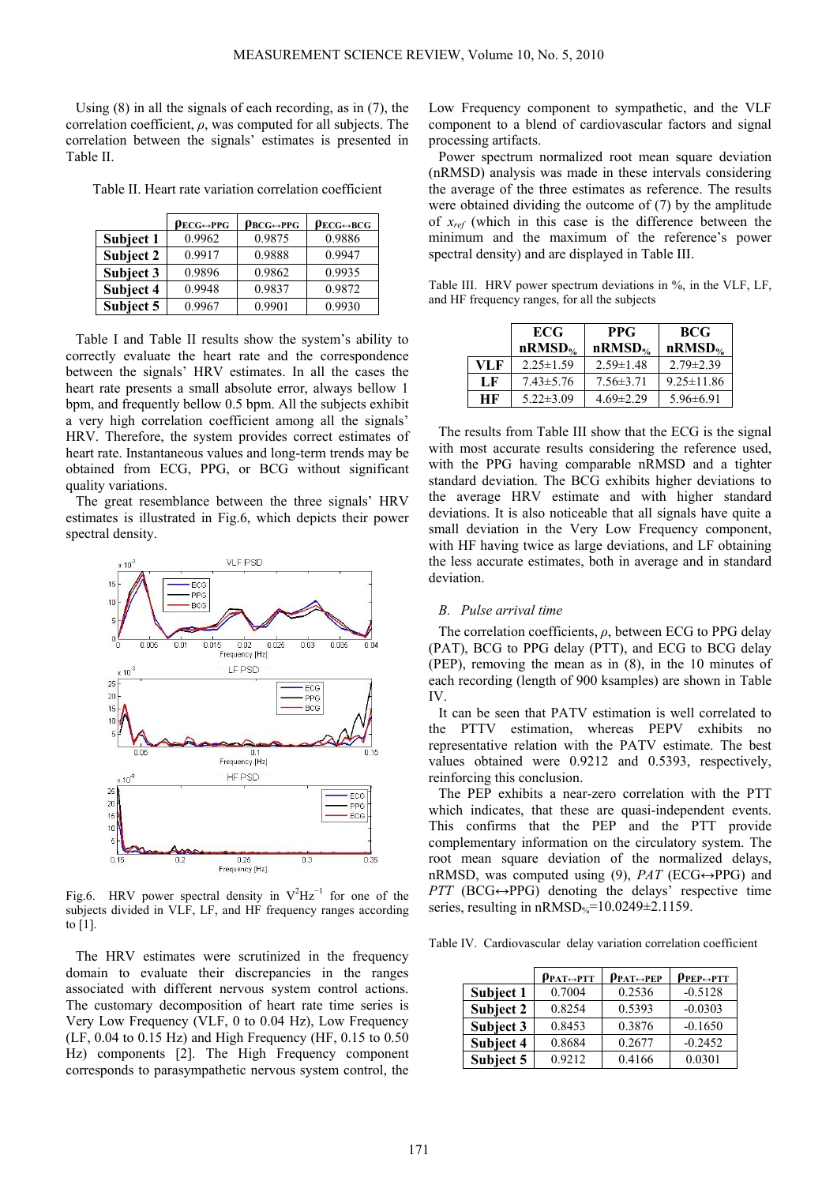Using (8) in all the signals of each recording, as in (7), the correlation coefficient, $\rho$, was computed for all subjects. The correlation between the signals' estimates is presented in Table II.

Table II. Heart rate variation correlation coefficient

| | $\rho_{ECG\leftrightarrow PPG}$ | $\rho_{BCG\leftrightarrow PPG}$ | $\rho_{ECG\leftrightarrow BCG}$ |
|---|---|---|---|
| **Subject 1** | 0.9962 | 0.9875 | 0.9886 |
| **Subject 2** | 0.9917 | 0.9888 | 0.9947 |
| **Subject 3** | 0.9896 | 0.9862 | 0.9935 |
| **Subject 4** | 0.9948 | 0.9837 | 0.9872 |
| **Subject 5** | 0.9967 | 0.9901 | 0.9930 |

Table I and Table II results show the system's ability to correctly evaluate the heart rate and the correspondence between the signals' HRV estimates. In all the cases the heart rate presents a small absolute error, always bellow 1 bpm, and frequently bellow 0.5 bpm. Also the subjects exhibit a very high correlation coefficient among all the signals' HRV. Therefore, the system provides correct estimates of heart rate. Instantaneous values and long-term trends may be obtained from ECG, PPG, or BCG without significant quality variations.

The great resemblance between the three signals' HRV estimates is illustrated in Fig.6, which depicts their power spectral density.

Fig.6. HRV power spectral density in $V^2Hz^{-1}$ for one of the subjects divided in VLF, LF, and HF frequency ranges according to [1].

The HRV estimates were scrutinized in the frequency domain to evaluate their discrepancies in the ranges associated with different nervous system control actions. The customary decomposition of heart rate time series is Very Low Frequency (VLF, 0 to 0.04 Hz), Low Frequency (LF, 0.04 to 0.15 Hz) and High Frequency (HF, 0.15 to 0.50 Hz) components [2]. The High Frequency component corresponds to parasympathetic nervous system control, the Low Frequency component to sympathetic, and the VLF component to a blend of cardiovascular factors and signal processing artifacts.

Power spectrum normalized root mean square deviation (nRMSD) analysis was made in these intervals considering the average of the three estimates as reference. The results were obtained dividing the outcome of (7) by the amplitude of $x_{ref}$ (which in this case is the difference between the minimum and the maximum of the reference's power spectral density) and are displayed in Table III.

Table III. HRV power spectrum deviations in %, in the VLF, LF, and HF frequency ranges, for all the subjects

| | ECG $nRMSD_{\%}$ | PPG $nRMSD_{\%}$ | BCG $nRMSD_{\%}$ |
|---|---|---|---|
| **VLF** | 2.25±1.59 | 2.59±1.48 | 2.79±2.39 |
| **LF** | 7.43±5.76 | 7.56±3.71 | 9.25±11.86 |
| **HF** | 5.22±3.09 | 4.69±2.29 | 5.96±6.91 |

The results from Table III show that the ECG is the signal with most accurate results considering the reference used, with the PPG having comparable nRMSD and a tighter standard deviation. The BCG exhibits higher deviations to the average HRV estimate and with higher standard deviations. It is also noticeable that all signals have quite a small deviation in the Very Low Frequency component, with HF having twice as large deviations, and LF obtaining the less accurate estimates, both in average and in standard deviation.

### *B. Pulse arrival time*

The correlation coefficients, $\rho$, between ECG to PPG delay (PAT), BCG to PPG delay (PTT), and ECG to BCG delay (PEP), removing the mean as in (8), in the 10 minutes of each recording (length of 900 ksamples) are shown in Table IV.

It can be seen that PATV estimation is well correlated to the PTTV estimation, whereas PEPV exhibits no representative relation with the PATV estimate. The best values obtained were 0.9212 and 0.5393, respectively, reinforcing this conclusion.

The PEP exhibits a near-zero correlation with the PTT which indicates, that these are quasi-independent events. This confirms that the PEP and the PTT provide complementary information on the circulatory system. The root mean square deviation of the normalized delays, nRMSD, was computed using (9), *PAT* (ECG↔PPG) and *PTT* (BCG↔PPG) denoting the delays' respective time series, resulting in $nRMSD_{\%}$=10.0249±2.1159.

Table IV. Cardiovascular delay variation correlation coefficient

| | $\rho_{PAT\leftrightarrow PTT}$ | $\rho_{PAT\leftrightarrow PEP}$ | $\rho_{PEP\leftrightarrow PTT}$ |
|---|---|---|---|
| **Subject 1** | 0.7004 | 0.2536 | -0.5128 |
| **Subject 2** | 0.8254 | 0.5393 | -0.0303 |
| **Subject 3** | 0.8453 | 0.3876 | -0.1650 |
| **Subject 4** | 0.8684 | 0.2677 | -0.2452 |
| **Subject 5** | 0.9212 | 0.4166 | 0.0301 |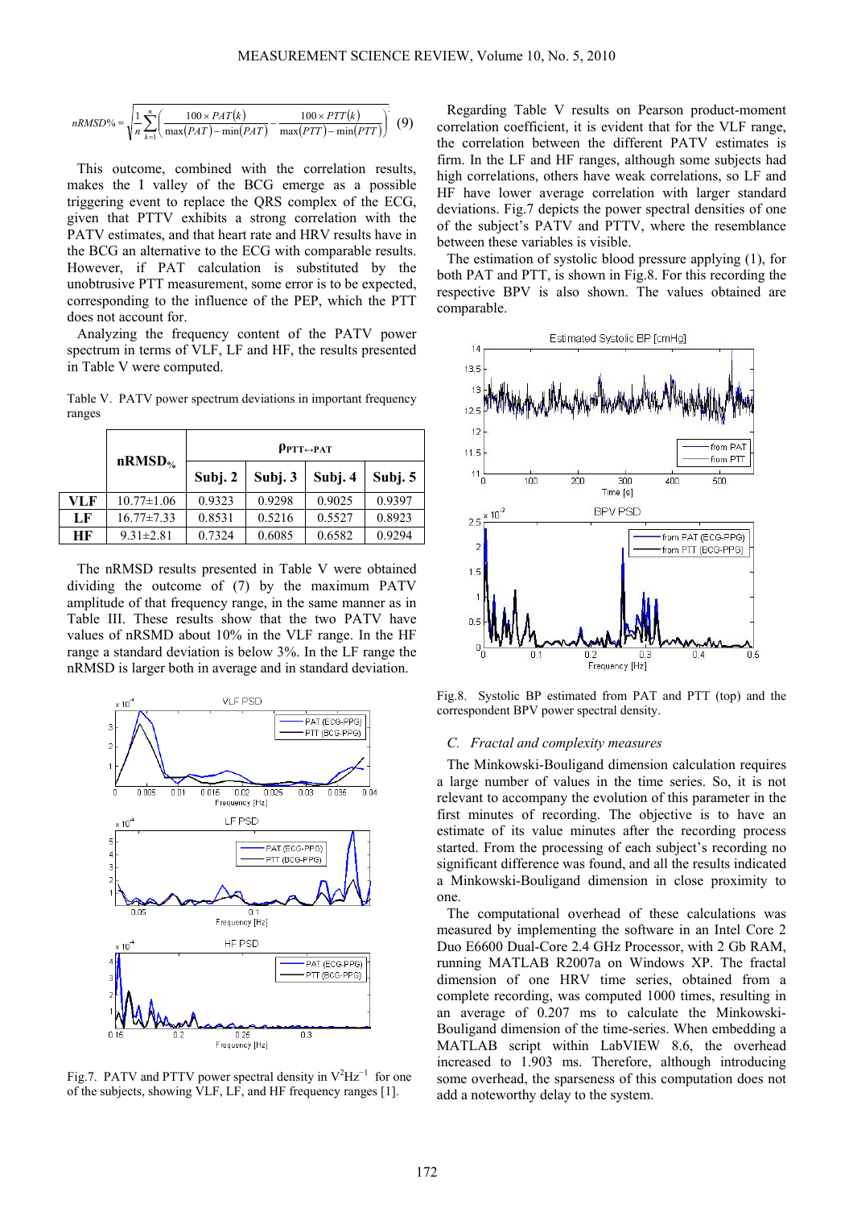$$nRMSD\% = \sqrt{\frac{1}{n}\sum_{k=1}^{n}\left(\frac{100\times PAT(k)}{\max(PAT)-\min(PAT)} - \frac{100\times PTT(k)}{\max(PTT)-\min(PTT)}\right)^2} \quad (9)$$

This outcome, combined with the correlation results, makes the I valley of the BCG emerge as a possible triggering event to replace the QRS complex of the ECG, given that PTTV exhibits a strong correlation with the PATV estimates, and that heart rate and HRV results have in the BCG an alternative to the ECG with comparable results. However, if PAT calculation is substituted by the unobtrusive PTT measurement, some error is to be expected, corresponding to the influence of the PEP, which the PTT does not account for.

Analyzing the frequency content of the PATV power spectrum in terms of VLF, LF and HF, the results presented in Table V were computed.

Table V. PATV power spectrum deviations in important frequency ranges

| | $nRMSD_{\%}$ | $\rho_{PTT\leftrightarrow PAT}$ | | | |
|---|---|---|---|---|---|
| | | Subj. 2 | Subj. 3 | Subj. 4 | Subj. 5 |
| **VLF** | 10.77±1.06 | 0.9323 | 0.9298 | 0.9025 | 0.9397 |
| **LF** | 16.77±7.33 | 0.8531 | 0.5216 | 0.5527 | 0.8923 |
| **HF** | 9.31±2.81 | 0.7324 | 0.6085 | 0.6582 | 0.9294 |

The nRMSD results presented in Table V were obtained dividing the outcome of (7) by the maximum PATV amplitude of that frequency range, in the same manner as in Table III. These results show that the two PATV have values of nRMSD about 10% in the VLF range. In the HF range a standard deviation is below 3%. In the LF range the nRMSD is larger both in average and in standard deviation.

Fig.7. PATV and PTTV power spectral density in $V^2Hz^{-1}$ for one of the subjects, showing VLF, LF, and HF frequency ranges [1].

Regarding Table V results on Pearson product-moment correlation coefficient, it is evident that for the VLF range, the correlation between the different PATV estimates is firm. In the LF and HF ranges, although some subjects had high correlations, others have weak correlations, so LF and HF have lower average correlation with larger standard deviations. Fig.7 depicts the power spectral densities of one of the subject's PATV and PTTV, where the resemblance between these variables is visible.

The estimation of systolic blood pressure applying (1), for both PAT and PTT, is shown in Fig.8. For this recording the respective BPV is also shown. The values obtained are comparable.

Fig.8. Systolic BP estimated from PAT and PTT (top) and the correspondent BPV power spectral density.

### *C. Fractal and complexity measures*

The Minkowski-Bouligand dimension calculation requires a large number of values in the time series. So, it is not relevant to accompany the evolution of this parameter in the first minutes of recording. The objective is to have an estimate of its value minutes after the recording process started. From the processing of each subject's recording no significant difference was found, and all the results indicated a Minkowski-Bouligand dimension in close proximity to one.

The computational overhead of these calculations was measured by implementing the software in an Intel Core 2 Duo E6600 Dual-Core 2.4 GHz Processor, with 2 Gb RAM, running MATLAB R2007a on Windows XP. The fractal dimension of one HRV time series, obtained from a complete recording, was computed 1000 times, resulting in an average of 0.207 ms to calculate the Minkowski-Bouligand dimension of the time-series. When embedding a MATLAB script within LabVIEW 8.6, the overhead increased to 1.903 ms. Therefore, although introducing some overhead, the sparseness of this computation does not add a noteworthy delay to the system.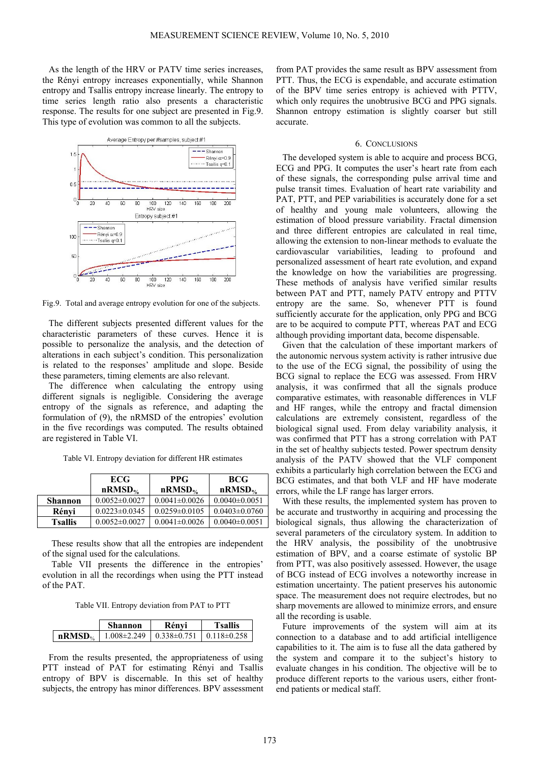As the length of the HRV or PATV time series increases, the Rényi entropy increases exponentially, while Shannon entropy and Tsallis entropy increase linearly. The entropy to time series length ratio also presents a characteristic response. The results for one subject are presented in Fig.9. This type of evolution was common to all the subjects.

Fig.9. Total and average entropy evolution for one of the subjects.

The different subjects presented different values for the characteristic parameters of these curves. Hence it is possible to personalize the analysis, and the detection of alterations in each subject's condition. This personalization is related to the responses' amplitude and slope. Beside these parameters, timing elements are also relevant.

The difference when calculating the entropy using different signals is negligible. Considering the average entropy of the signals as reference, and adapting the formulation of (9), the nRMSD of the entropies' evolution in the five recordings was computed. The results obtained are registered in Table VI.

Table VI. Entropy deviation for different HR estimates

| | ECG $nRMSD_{\%}$ | PPG $nRMSD_{\%}$ | BCG $nRMSD_{\%}$ |
|---|---|---|---|
| **Shannon** | 0.0052±0.0027 | 0.0041±0.0026 | 0.0040±0.0051 |
| **Rényi** | 0.0223±0.0345 | 0.0259±0.0105 | 0.0403±0.0760 |
| **Tsallis** | 0.0052±0.0027 | 0.0041±0.0026 | 0.0040±0.0051 |

These results show that all the entropies are independent of the signal used for the calculations.

Table VII presents the difference in the entropies' evolution in all the recordings when using the PTT instead of the PAT.

Table VII. Entropy deviation from PAT to PTT

| | Shannon | Rényi | Tsallis |
|---|---|---|---|
| **$nRMSD_{\%}$** | 1.008±2.249 | 0.338±0.751 | 0.118±0.258 |

From the results presented, the appropriateness of using PTT instead of PAT for estimating Rényi and Tsallis entropy of BPV is discernable. In this set of healthy subjects, the entropy has minor differences. BPV assessment from PAT provides the same result as BPV assessment from PTT. Thus, the ECG is expendable, and accurate estimation of the BPV time series entropy is achieved with PTTV, which only requires the unobtrusive BCG and PPG signals. Shannon entropy estimation is slightly coarser but still accurate.

## 6. Conclusions

The developed system is able to acquire and process BCG, ECG and PPG. It computes the user's heart rate from each of these signals, the corresponding pulse arrival time and pulse transit times. Evaluation of heart rate variability and PAT, PTT, and PEP variabilities is accurately done for a set of healthy and young male volunteers, allowing the estimation of blood pressure variability. Fractal dimension and three different entropies are calculated in real time, allowing the extension to non-linear methods to evaluate the cardiovascular variabilities, leading to profound and personalized assessment of heart rate evolution, and expand the knowledge on how the variabilities are progressing. These methods of analysis have verified similar results between PAT and PTT, namely PATV entropy and PTTV entropy are the same. So, whenever PTT is found sufficiently accurate for the application, only PPG and BCG are to be acquired to compute PTT, whereas PAT and ECG although providing important data, become dispensable.

Given that the calculation of these important markers of the autonomic nervous system activity is rather intrusive due to the use of the ECG signal, the possibility of using the BCG signal to replace the ECG was assessed. From HRV analysis, it was confirmed that all the signals produce comparative estimates, with reasonable differences in VLF and HF ranges, while the entropy and fractal dimension calculations are extremely consistent, regardless of the biological signal used. From delay variability analysis, it was confirmed that PTT has a strong correlation with PAT in the set of healthy subjects tested. Power spectrum density analysis of the PATV showed that the VLF component exhibits a particularly high correlation between the ECG and BCG estimates, and that both VLF and HF have moderate errors, while the LF range has larger errors.

With these results, the implemented system has proven to be accurate and trustworthy in acquiring and processing the biological signals, thus allowing the characterization of several parameters of the circulatory system. In addition to the HRV analysis, the possibility of unobtrusive estimation of BPV, and a coarse estimate of systolic BP from PTT, was also positively assessed. However, the usage of BCG instead of ECG involves a noteworthy increase in estimation uncertainty. The patient preserves his autonomic space. The measurement does not require electrodes, but no sharp movements are allowed to minimize errors, and ensure all the recording is usable.

Future improvements of the system will aim at its connection to a database and to add artificial intelligence capabilities to it. The aim is to fuse all the data gathered by the system and compare it to the subject's history to evaluate changes in his condition. The objective will be to produce different reports to the various users, either front-end patients or medical staff.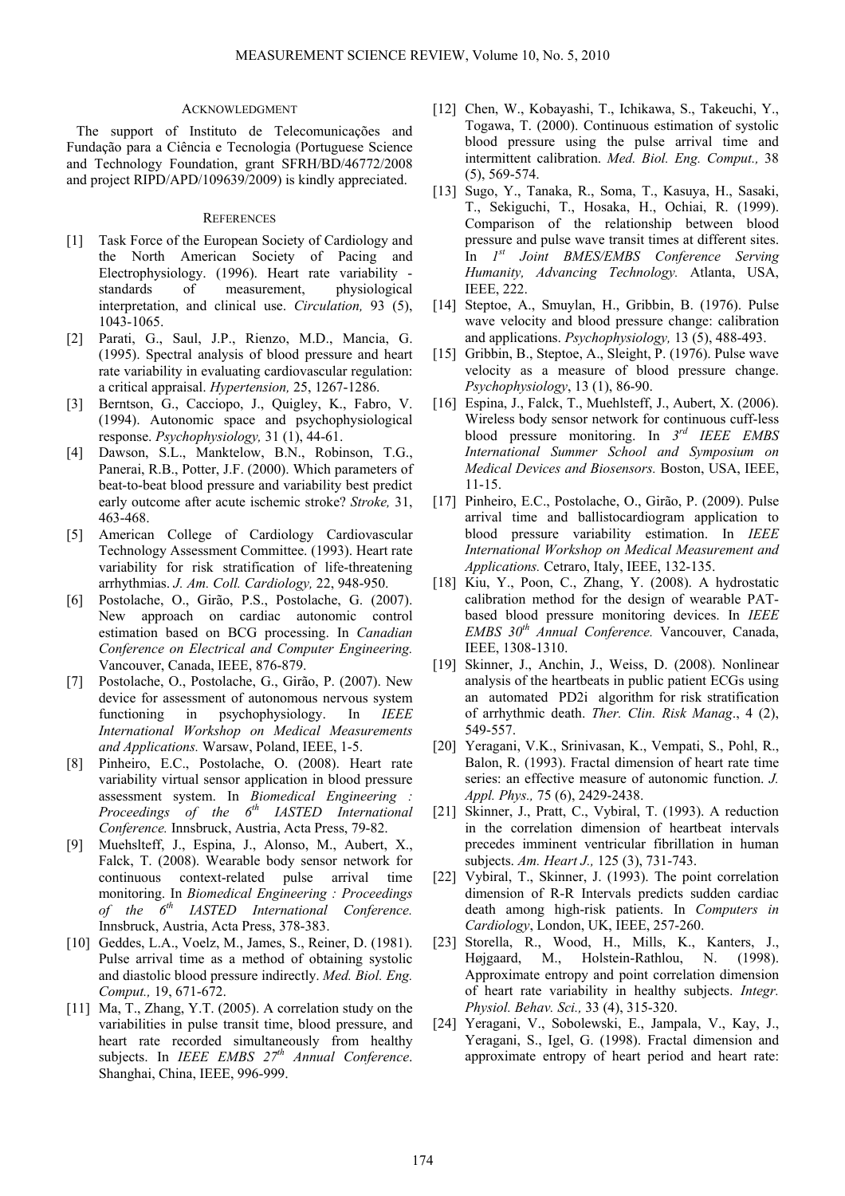## ACKNOWLEDGMENT

The support of Instituto de Telecomunicações and Fundação para a Ciência e Tecnologia (Portuguese Science and Technology Foundation, grant SFRH/BD/46772/2008 and project RIPD/APD/109639/2009) is kindly appreciated.

## REFERENCES

[1] Task Force of the European Society of Cardiology and the North American Society of Pacing and Electrophysiology. (1996). Heart rate variability - standards of measurement, physiological interpretation, and clinical use. *Circulation,* 93 (5), 1043-1065.

[2] Parati, G., Saul, J.P., Rienzo, M.D., Mancia, G. (1995). Spectral analysis of blood pressure and heart rate variability in evaluating cardiovascular regulation: a critical appraisal. *Hypertension,* 25, 1267-1286.

[3] Berntson, G., Cacciopo, J., Quigley, K., Fabro, V. (1994). Autonomic space and psychophysiological response. *Psychophysiology,* 31 (1), 44-61.

[4] Dawson, S.L., Manktelow, B.N., Robinson, T.G., Panerai, R.B., Potter, J.F. (2000). Which parameters of beat-to-beat blood pressure and variability best predict early outcome after acute ischemic stroke? *Stroke,* 31, 463-468.

[5] American College of Cardiology Cardiovascular Technology Assessment Committee. (1993). Heart rate variability for risk stratification of life-threatening arrhythmias. *J. Am. Coll. Cardiology,* 22, 948-950.

[6] Postolache, O., Girão, P.S., Postolache, G. (2007). New approach on cardiac autonomic control estimation based on BCG processing. In *Canadian Conference on Electrical and Computer Engineering.* Vancouver, Canada, IEEE, 876-879.

[7] Postolache, O., Postolache, G., Girão, P. (2007). New device for assessment of autonomous nervous system functioning in psychophysiology. In *IEEE International Workshop on Medical Measurements and Applications.* Warsaw, Poland, IEEE, 1-5.

[8] Pinheiro, E.C., Postolache, O. (2008). Heart rate variability virtual sensor application in blood pressure assessment system. In *Biomedical Engineering : Proceedings of the 6th IASTED International Conference.* Innsbruck, Austria, Acta Press, 79-82.

[9] Muehlsteff, J., Espina, J., Alonso, M., Aubert, X., Falck, T. (2008). Wearable body sensor network for continuous context-related pulse arrival time monitoring. In *Biomedical Engineering : Proceedings of the 6th IASTED International Conference.* Innsbruck, Austria, Acta Press, 378-383.

[10] Geddes, L.A., Voelz, M., James, S., Reiner, D. (1981). Pulse arrival time as a method of obtaining systolic and diastolic blood pressure indirectly. *Med. Biol. Eng. Comput.,* 19, 671-672.

[11] Ma, T., Zhang, Y.T. (2005). A correlation study on the variabilities in pulse transit time, blood pressure, and heart rate recorded simultaneously from healthy subjects. In *IEEE EMBS 27th Annual Conference*. Shanghai, China, IEEE, 996-999.

[12] Chen, W., Kobayashi, T., Ichikawa, S., Takeuchi, Y., Togawa, T. (2000). Continuous estimation of systolic blood pressure using the pulse arrival time and intermittent calibration. *Med. Biol. Eng. Comput.,* 38 (5), 569-574.

[13] Sugo, Y., Tanaka, R., Soma, T., Kasuya, H., Sasaki, T., Sekiguchi, T., Hosaka, H., Ochiai, R. (1999). Comparison of the relationship between blood pressure and pulse wave transit times at different sites. In *1st Joint BMES/EMBS Conference Serving Humanity, Advancing Technology.* Atlanta, USA, IEEE, 222.

[14] Steptoe, A., Smuylan, H., Gribbin, B. (1976). Pulse wave velocity and blood pressure change: calibration and applications. *Psychophysiology,* 13 (5), 488-493.

[15] Gribbin, B., Steptoe, A., Sleight, P. (1976). Pulse wave velocity as a measure of blood pressure change. *Psychophysiology*, 13 (1), 86-90.

[16] Espina, J., Falck, T., Muehlsteff, J., Aubert, X. (2006). Wireless body sensor network for continuous cuff-less blood pressure monitoring. In *3rd IEEE EMBS International Summer School and Symposium on Medical Devices and Biosensors.* Boston, USA, IEEE, 11-15.

[17] Pinheiro, E.C., Postolache, O., Girão, P. (2009). Pulse arrival time and ballistocardiogram application to blood pressure variability estimation. In *IEEE International Workshop on Medical Measurement and Applications.* Cetraro, Italy, IEEE, 132-135.

[18] Kiu, Y., Poon, C., Zhang, Y. (2008). A hydrostatic calibration method for the design of wearable PAT-based blood pressure monitoring devices. In *IEEE EMBS 30th Annual Conference.* Vancouver, Canada, IEEE, 1308-1310.

[19] Skinner, J., Anchin, J., Weiss, D. (2008). Nonlinear analysis of the heartbeats in public patient ECGs using an automated PD2i algorithm for risk stratification of arrhythmic death. *Ther. Clin. Risk Manag*., 4 (2), 549-557.

[20] Yeragani, V.K., Srinivasan, K., Vempati, S., Pohl, R., Balon, R. (1993). Fractal dimension of heart rate time series: an effective measure of autonomic function. *J. Appl. Phys.,* 75 (6), 2429-2438.

[21] Skinner, J., Pratt, C., Vybiral, T. (1993). A reduction in the correlation dimension of heartbeat intervals precedes imminent ventricular fibrillation in human subjects. *Am. Heart J.,* 125 (3), 731-743.

[22] Vybiral, T., Skinner, J. (1993). The point correlation dimension of R-R Intervals predicts sudden cardiac death among high-risk patients. In *Computers in Cardiology*, London, UK, IEEE, 257-260.

[23] Storella, R., Wood, H., Mills, K., Kanters, J., Højgaard, M., Holstein-Rathlou, N. (1998). Approximate entropy and point correlation dimension of heart rate variability in healthy subjects. *Integr. Physiol. Behav. Sci.,* 33 (4), 315-320.

[24] Yeragani, V., Sobolewski, E., Jampala, V., Kay, J., Yeragani, S., Igel, G. (1998). Fractal dimension and approximate entropy of heart period and heart rate: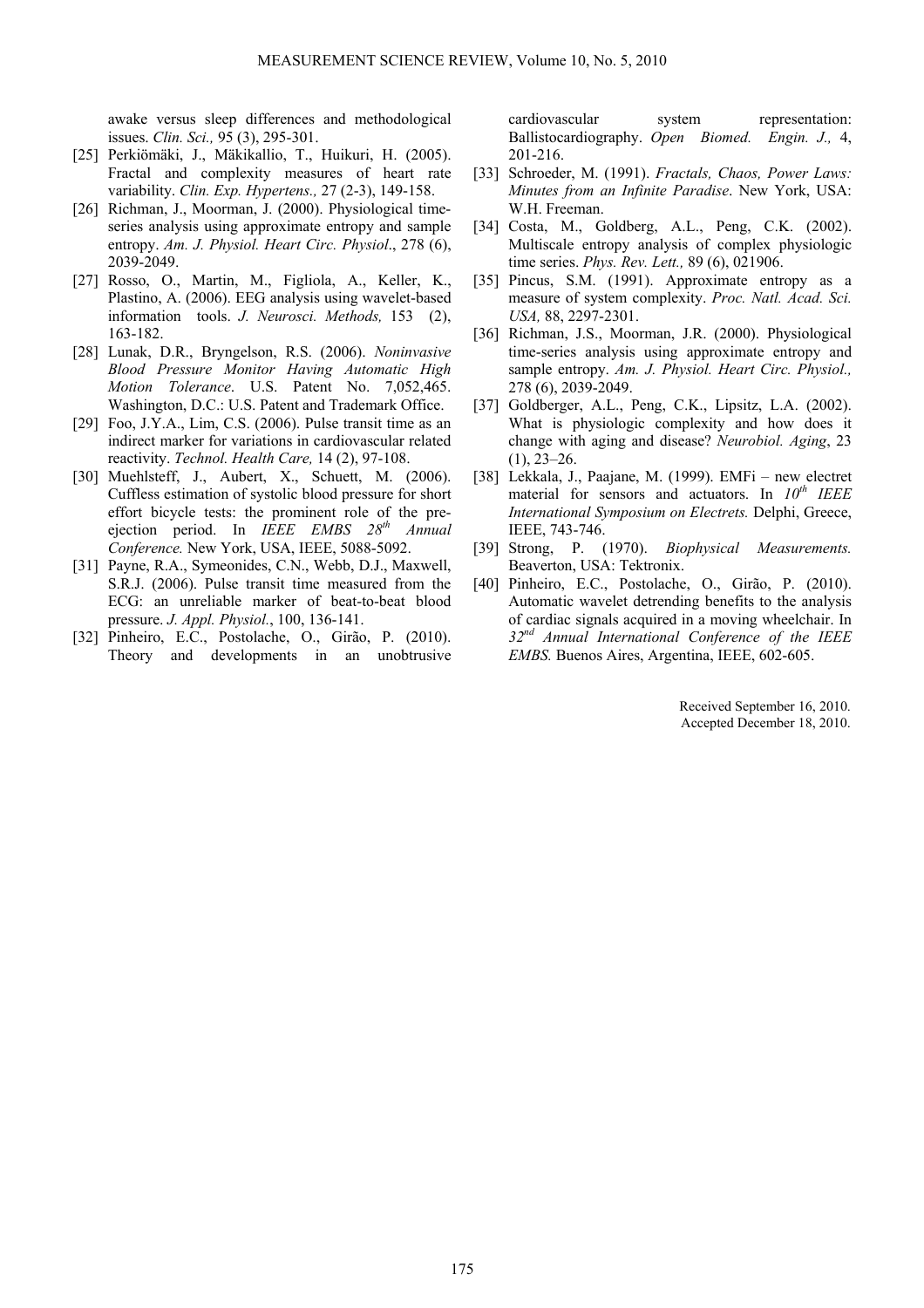awake versus sleep differences and methodological issues. *Clin. Sci.,* 95 (3), 295-301.

[25] Perkiömäki, J., Mäkikallio, T., Huikuri, H. (2005). Fractal and complexity measures of heart rate variability. *Clin. Exp. Hypertens.,* 27 (2-3), 149-158.

[26] Richman, J., Moorman, J. (2000). Physiological time-series analysis using approximate entropy and sample entropy. *Am. J. Physiol. Heart Circ. Physiol*., 278 (6), 2039-2049.

[27] Rosso, O., Martin, M., Figliola, A., Keller, K., Plastino, A. (2006). EEG analysis using wavelet-based information tools. *J. Neurosci. Methods,* 153 (2), 163-182.

[28] Lunak, D.R., Bryngelson, R.S. (2006). *Noninvasive Blood Pressure Monitor Having Automatic High Motion Tolerance*. U.S. Patent No. 7,052,465. Washington, D.C.: U.S. Patent and Trademark Office.

[29] Foo, J.Y.A., Lim, C.S. (2006). Pulse transit time as an indirect marker for variations in cardiovascular related reactivity. *Technol. Health Care,* 14 (2), 97-108.

[30] Muehlsteff, J., Aubert, X., Schuett, M. (2006). Cuffless estimation of systolic blood pressure for short effort bicycle tests: the prominent role of the pre-ejection period. In *IEEE EMBS 28th Annual Conference.* New York, USA, IEEE, 5088-5092.

[31] Payne, R.A., Symeonides, C.N., Webb, D.J., Maxwell, S.R.J. (2006). Pulse transit time measured from the ECG: an unreliable marker of beat-to-beat blood pressure. *J. Appl. Physiol.*, 100, 136-141.

[32] Pinheiro, E.C., Postolache, O., Girão, P. (2010). Theory and developments in an unobtrusive cardiovascular system representation: Ballistocardiography. *Open Biomed. Engin. J.,* 4, 201-216.

[33] Schroeder, M. (1991). *Fractals, Chaos, Power Laws: Minutes from an Infinite Paradise*. New York, USA: W.H. Freeman.

[34] Costa, M., Goldberg, A.L., Peng, C.K. (2002). Multiscale entropy analysis of complex physiologic time series. *Phys. Rev. Lett.,* 89 (6), 021906.

[35] Pincus, S.M. (1991). Approximate entropy as a measure of system complexity. *Proc. Natl. Acad. Sci. USA,* 88, 2297-2301.

[36] Richman, J.S., Moorman, J.R. (2000). Physiological time-series analysis using approximate entropy and sample entropy. *Am. J. Physiol. Heart Circ. Physiol.,* 278 (6), 2039-2049.

[37] Goldberger, A.L., Peng, C.K., Lipsitz, L.A. (2002). What is physiologic complexity and how does it change with aging and disease? *Neurobiol. Aging*, 23 (1), 23–26.

[38] Lekkala, J., Paajane, M. (1999). EMFi – new electret material for sensors and actuators. In *10th IEEE International Symposium on Electrets.* Delphi, Greece, IEEE, 743-746.

[39] Strong, P. (1970). *Biophysical Measurements.* Beaverton, USA: Tektronix.

[40] Pinheiro, E.C., Postolache, O., Girão, P. (2010). Automatic wavelet detrending benefits to the analysis of cardiac signals acquired in a moving wheelchair. In *32nd Annual International Conference of the IEEE EMBS.* Buenos Aires, Argentina, IEEE, 602-605.

Received September 16, 2010.
Accepted December 18, 2010.